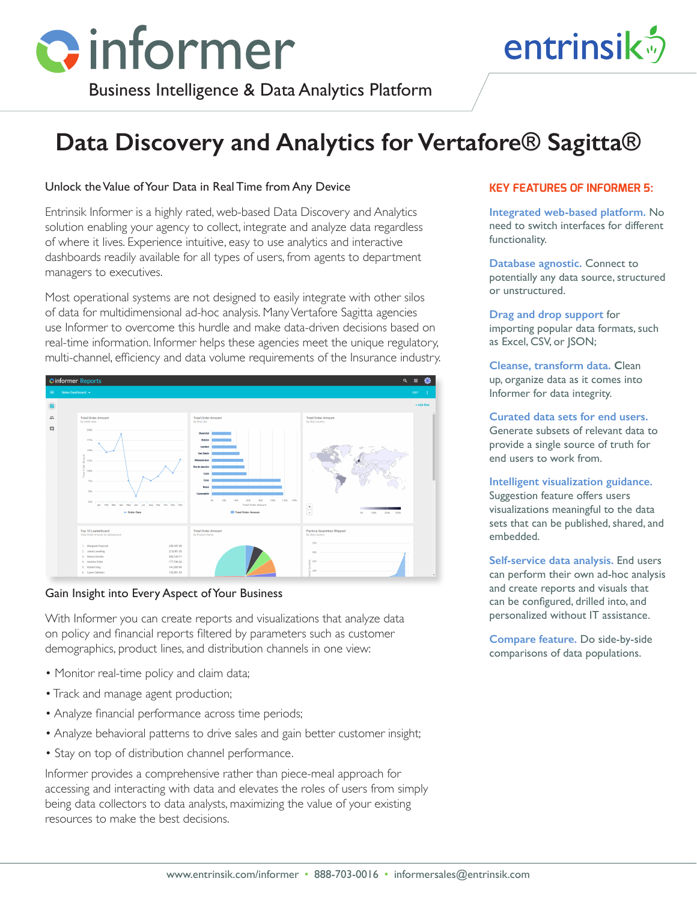# informer

Business Intelligence & Data Analytics Platform

entrinsik

# Data Discovery and Analytics for Vertafore® Sagitta®

## Unlock the Value of Your Data in Real Time from Any Device

Entrinsik Informer is a highly rated, web-based Data Discovery and Analytics solution enabling your agency to collect, integrate and analyze data regardless of where it lives. Experience intuitive, easy to use analytics and interactive dashboards readily available for all types of users, from agents to department managers to executives.

Most operational systems are not designed to easily integrate with other silos of data for multidimensional ad-hoc analysis. Many Vertafore Sagitta agencies use Informer to overcome this hurdle and make data-driven decisions based on real-time information. Informer helps these agencies meet the unique regulatory, multi-channel, efficiency and data volume requirements of the Insurance industry.

## Gain Insight into Every Aspect of Your Business

With Informer you can create reports and visualizations that analyze data on policy and financial reports filtered by parameters such as customer demographics, product lines, and distribution channels in one view:

- Monitor real-time policy and claim data;
- Track and manage agent production;
- Analyze financial performance across time periods;
- Analyze behavioral patterns to drive sales and gain better customer insight;
- Stay on top of distribution channel performance.

Informer provides a comprehensive rather than piece-meal approach for accessing and interacting with data and elevates the roles of users from simply being data collectors to data analysts, maximizing the value of your existing resources to make the best decisions.

## KEY FEATURES OF INFORMER 5:

**Integrated web-based platform.** No need to switch interfaces for different functionality.

**Database agnostic.** Connect to potentially any data source, structured or unstructured.

**Drag and drop support** for importing popular data formats, such as Excel, CSV, or JSON;

**Cleanse, transform data.** Clean up, organize data as it comes into Informer for data integrity.

**Curated data sets for end users.** Generate subsets of relevant data to provide a single source of truth for end users to work from.

**Intelligent visualization guidance.** Suggestion feature offers users visualizations meaningful to the data sets that can be published, shared, and embedded.

**Self-service data analysis.** End users can perform their own ad-hoc analysis and create reports and visuals that can be configured, drilled into, and personalized without IT assistance.

**Compare feature.** Do side-by-side comparisons of data populations.

www.entrinsik.com/informer • 888-703-0016 • informersales@entrinsik.com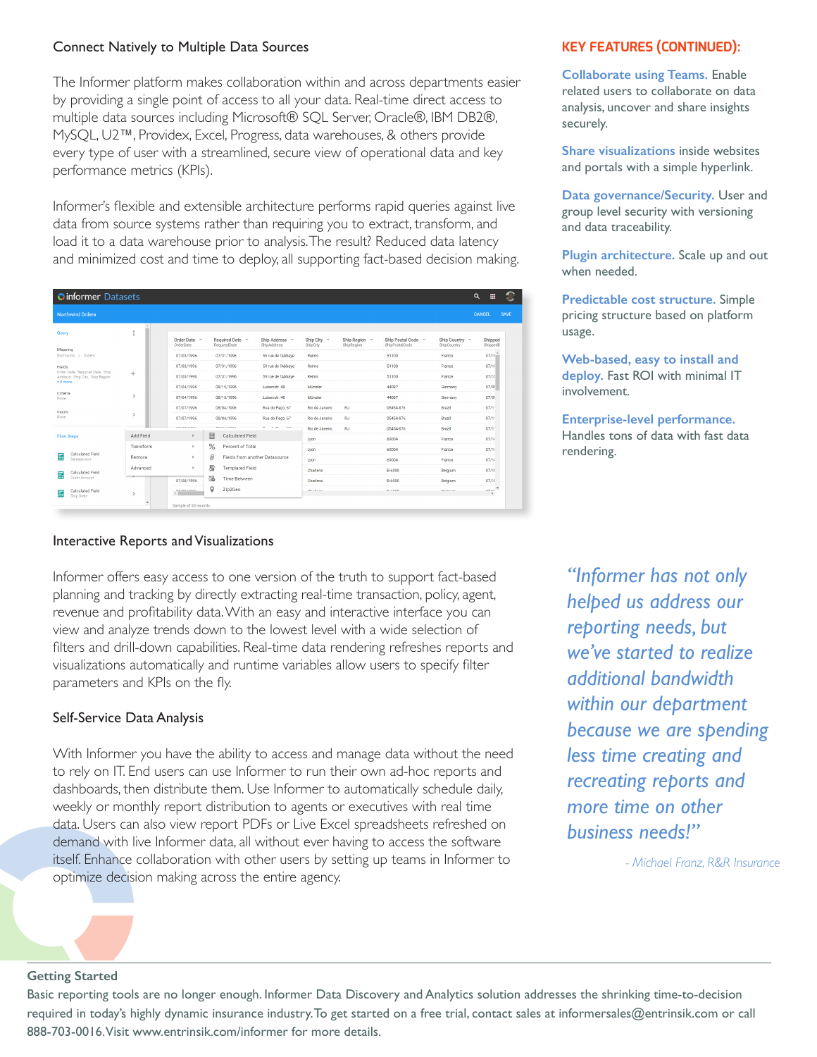## Connect Natively to Multiple Data Sources

The Informer platform makes collaboration within and across departments easier by providing a single point of access to all your data. Real-time direct access to multiple data sources including Microsoft® SQL Server, Oracle®, IBM DB2®, MySQL, U2™, Providex, Excel, Progress, data warehouses, & others provide every type of user with a streamlined, secure view of operational data and key performance metrics (KPIs).

Informer's flexible and extensible architecture performs rapid queries against live data from source systems rather than requiring you to extract, transform, and load it to a data warehouse prior to analysis. The result? Reduced data latency and minimized cost and time to deploy, all supporting fact-based decision making.

## Interactive Reports and Visualizations

Informer offers easy access to one version of the truth to support fact-based planning and tracking by directly extracting real-time transaction, policy, agent, revenue and profitability data. With an easy and interactive interface you can view and analyze trends down to the lowest level with a wide selection of filters and drill-down capabilities. Real-time data rendering refreshes reports and visualizations automatically and runtime variables allow users to specify filter parameters and KPIs on the fly.

## Self-Service Data Analysis

With Informer you have the ability to access and manage data without the need to rely on IT. End users can use Informer to run their own ad-hoc reports and dashboards, then distribute them. Use Informer to automatically schedule daily, weekly or monthly report distribution to agents or executives with real time data. Users can also view report PDFs or Live Excel spreadsheets refreshed on demand with live Informer data, all without ever having to access the software itself. Enhance collaboration with other users by setting up teams in Informer to optimize decision making across the entire agency.

## KEY FEATURES (CONTINUED):

**Collaborate using Teams.** Enable related users to collaborate on data analysis, uncover and share insights securely.

**Share visualizations** inside websites and portals with a simple hyperlink.

**Data governance/Security.** User and group level security with versioning and data traceability.

**Plugin architecture.** Scale up and out when needed.

**Predictable cost structure.** Simple pricing structure based on platform usage.

**Web-based, easy to install and deploy.** Fast ROI with minimal IT involvement.

**Enterprise-level performance.** Handles tons of data with fast data rendering.

> *"Informer has not only helped us address our reporting needs, but we've started to realize additional bandwidth within our department because we are spending less time creating and recreating reports and more time on other business needs!"*
>
> *- Michael Franz, R&R Insurance*

## Getting Started

Basic reporting tools are no longer enough. Informer Data Discovery and Analytics solution addresses the shrinking time-to-decision required in today's highly dynamic insurance industry. To get started on a free trial, contact sales at informersales@entrinsik.com or call 888-703-0016. Visit www.entrinsik.com/informer for more details.